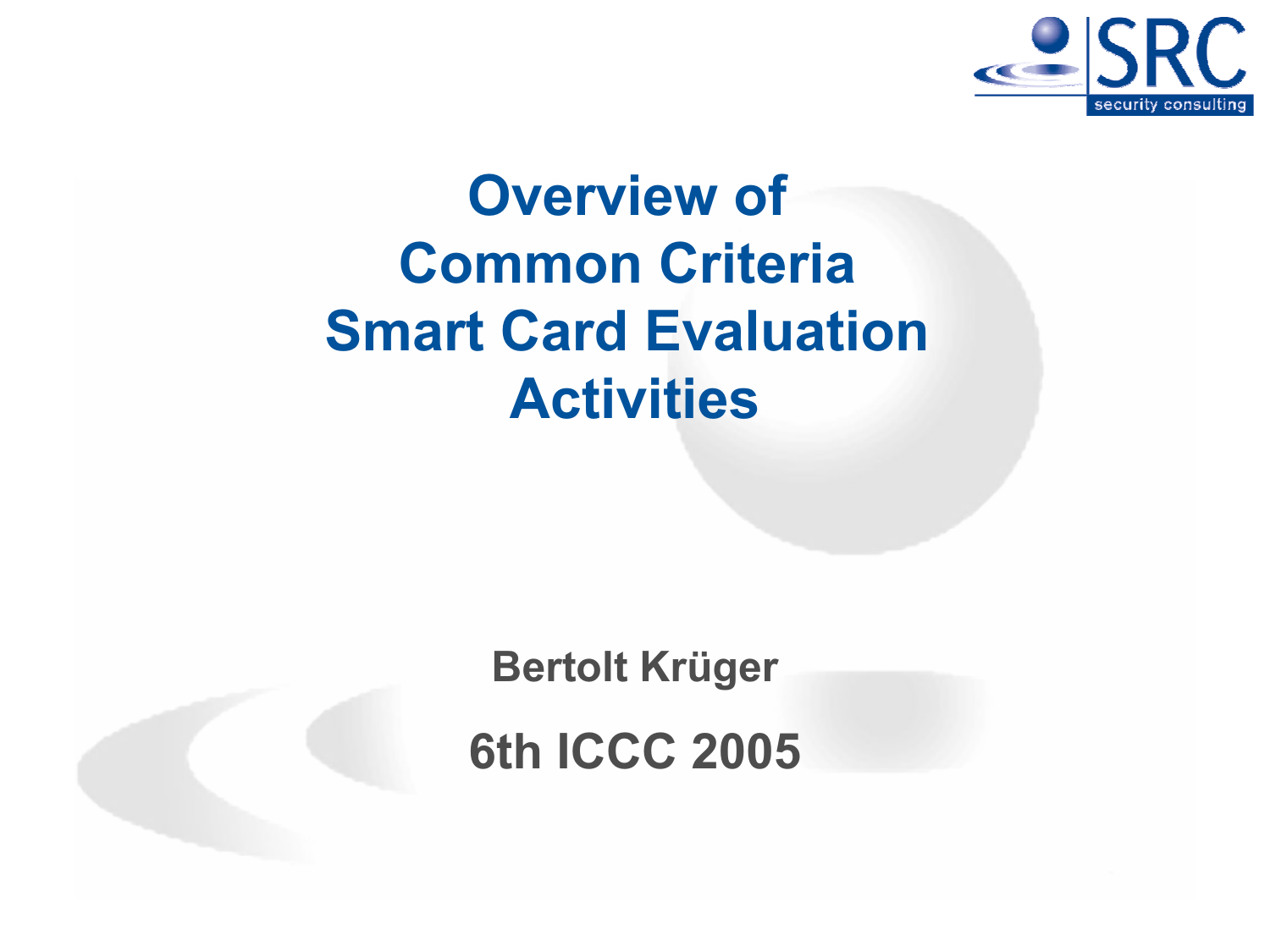# Overview of Common Criteria Smart Card Evaluation Activities

**Bertolt Krüger**

**6th ICCC 2005**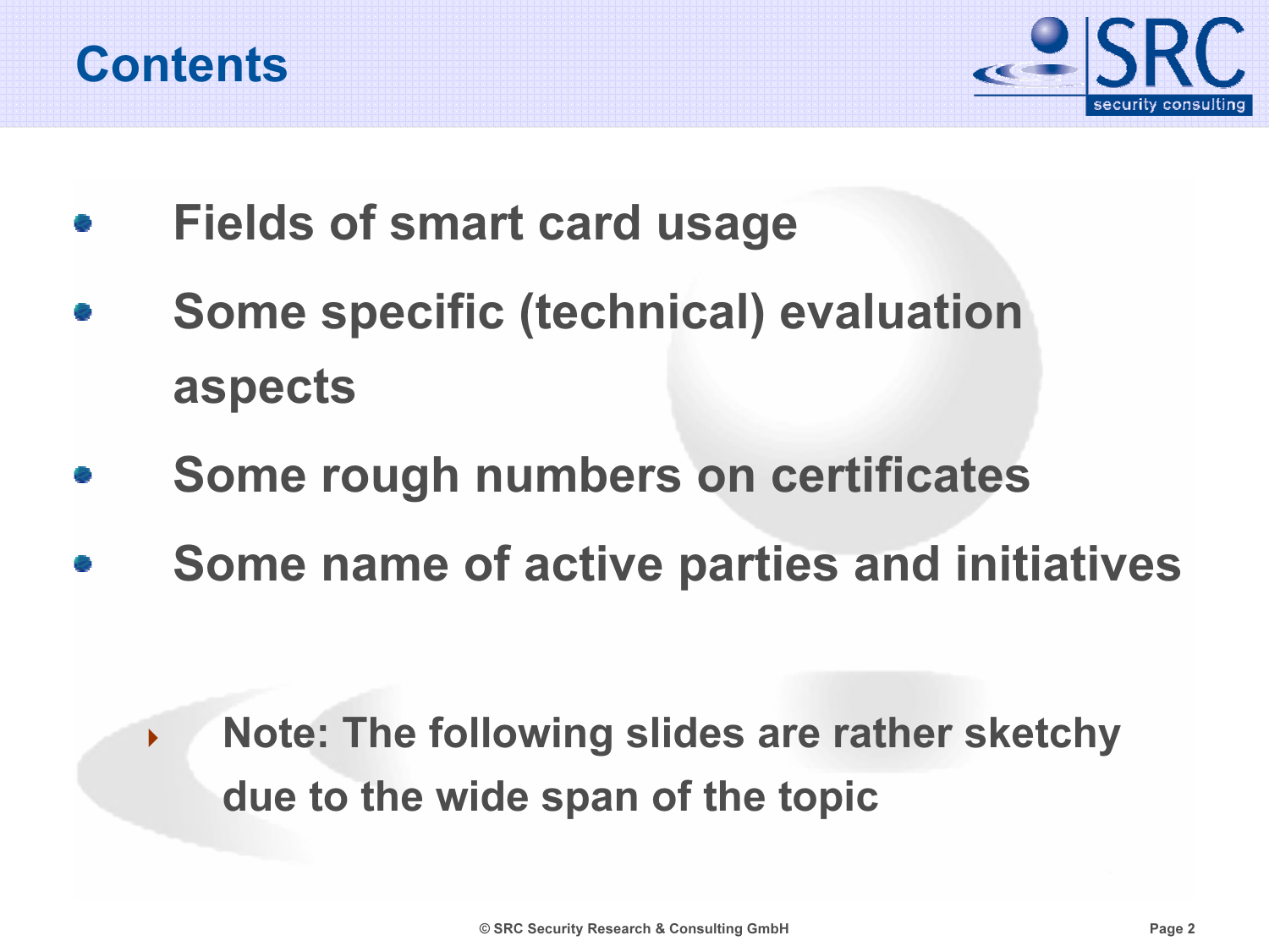# Contents

- Fields of smart card usage
- Some specific (technical) evaluation aspects
- Some rough numbers on certificates
- Some name of active parties and initiatives

  - Note: The following slides are rather sketchy due to the wide span of the topic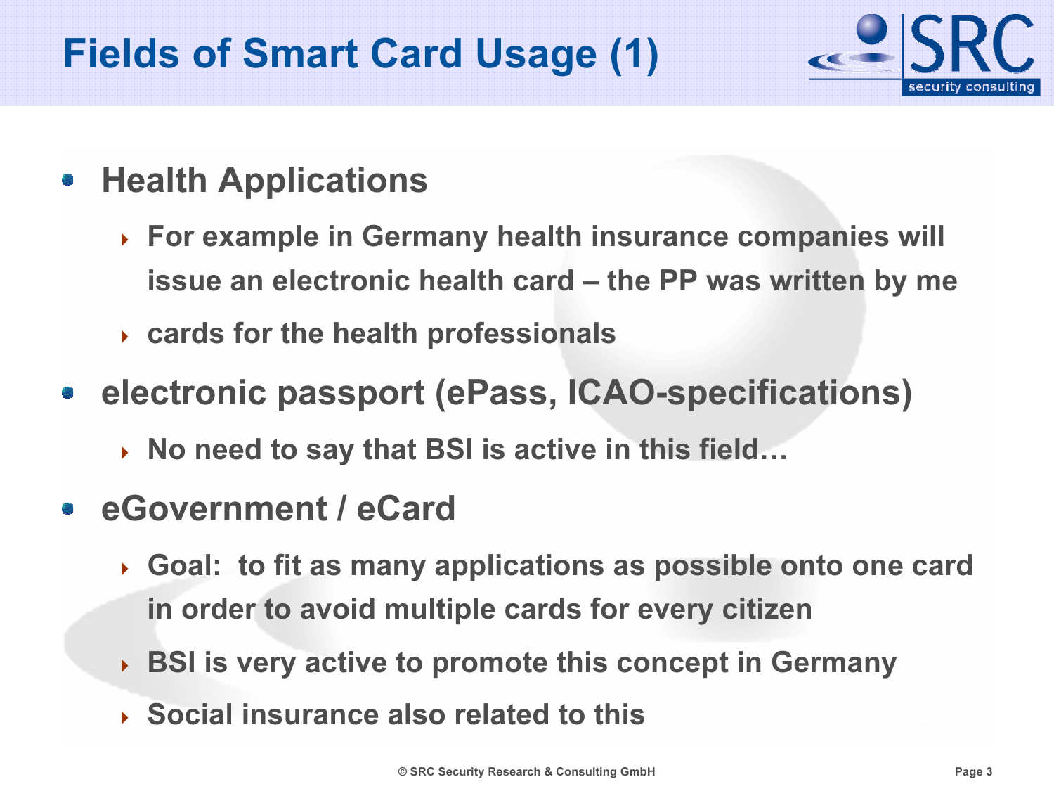# Fields of Smart Card Usage (1)

- **Health Applications**
  - **For example in Germany health insurance companies will issue an electronic health card – the PP was written by me**
  - **cards for the health professionals**
- **electronic passport (ePass, ICAO-specifications)**
  - **No need to say that BSI is active in this field…**
- **eGovernment / eCard**
  - **Goal: to fit as many applications as possible onto one card in order to avoid multiple cards for every citizen**
  - **BSI is very active to promote this concept in Germany**
  - **Social insurance also related to this**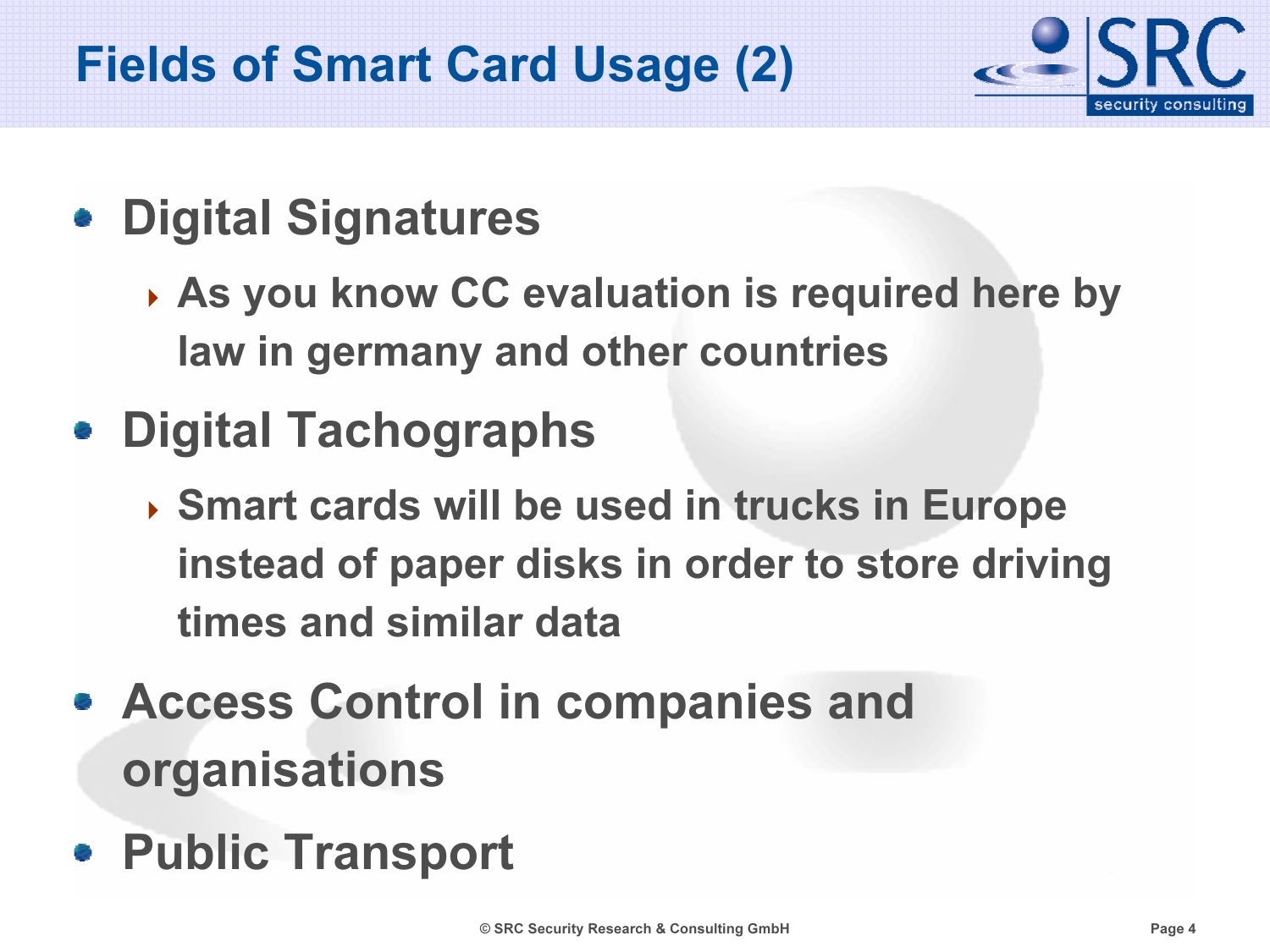# Fields of Smart Card Usage (2)

- **Digital Signatures**
  - As you know CC evaluation is required here by law in germany and other countries
- **Digital Tachographs**
  - Smart cards will be used in trucks in Europe instead of paper disks in order to store driving times and similar data
- **Access Control in companies and organisations**
- **Public Transport**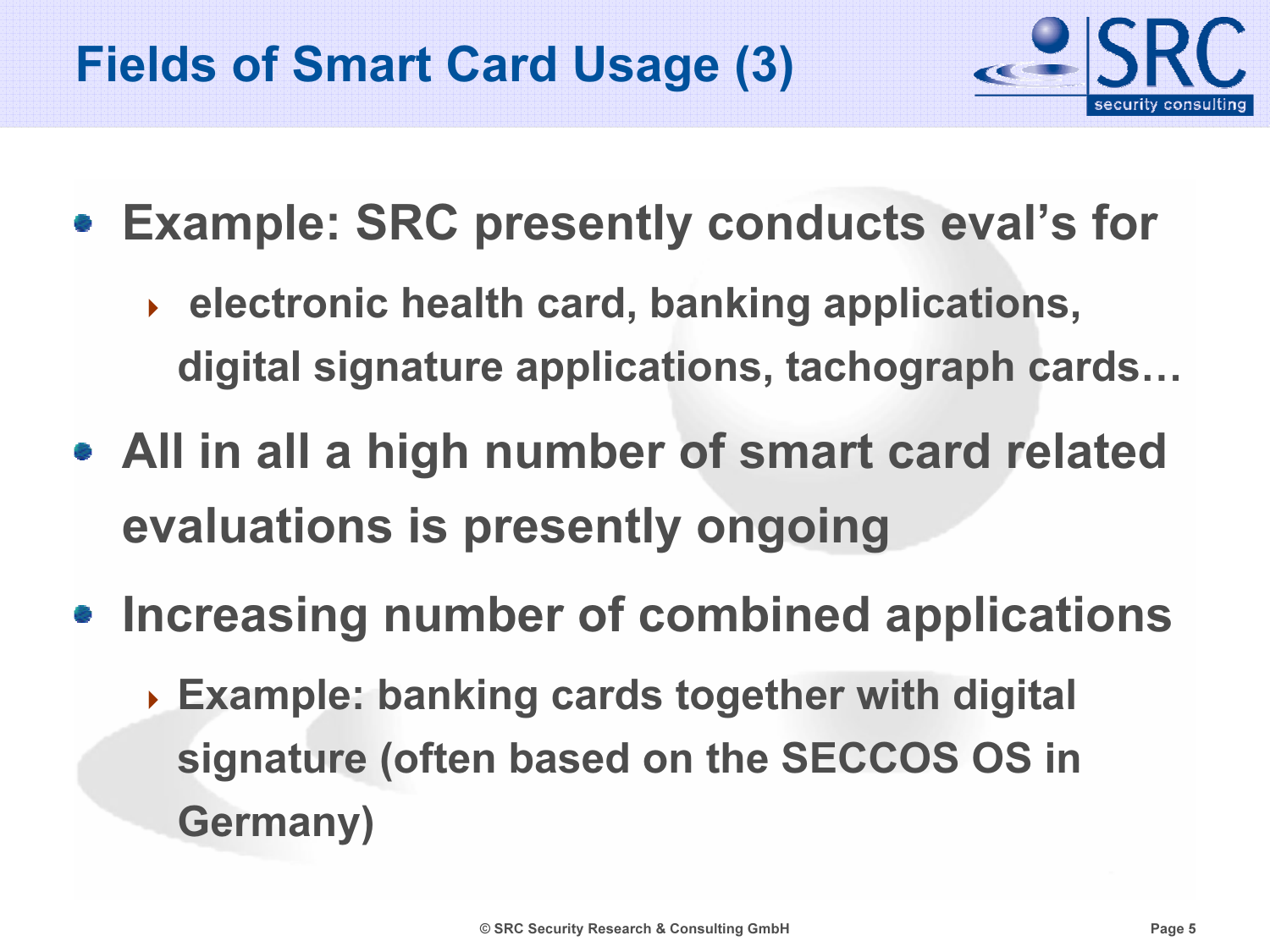# Fields of Smart Card Usage (3)

- Example: SRC presently conducts eval's for
  - electronic health card, banking applications, digital signature applications, tachograph cards…
- All in all a high number of smart card related evaluations is presently ongoing
- Increasing number of combined applications
  - Example: banking cards together with digital signature (often based on the SECCOS OS in Germany)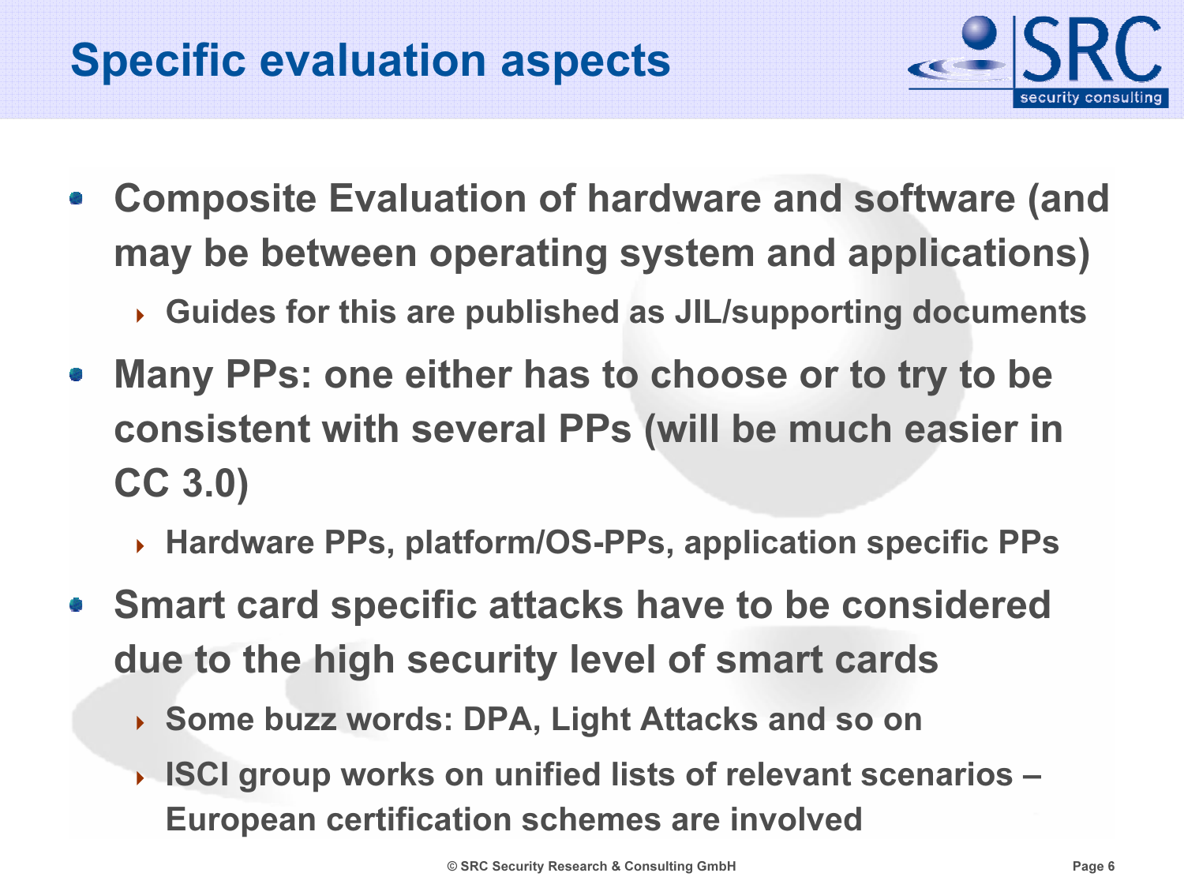# Specific evaluation aspects

- Composite Evaluation of hardware and software (and may be between operating system and applications)
  - Guides for this are published as JIL/supporting documents
- Many PPs: one either has to choose or to try to be consistent with several PPs (will be much easier in CC 3.0)
  - Hardware PPs, platform/OS-PPs, application specific PPs
- Smart card specific attacks have to be considered due to the high security level of smart cards
  - Some buzz words: DPA, Light Attacks and so on
  - ISCI group works on unified lists of relevant scenarios – European certification schemes are involved

© SRC Security Research & Consulting GmbH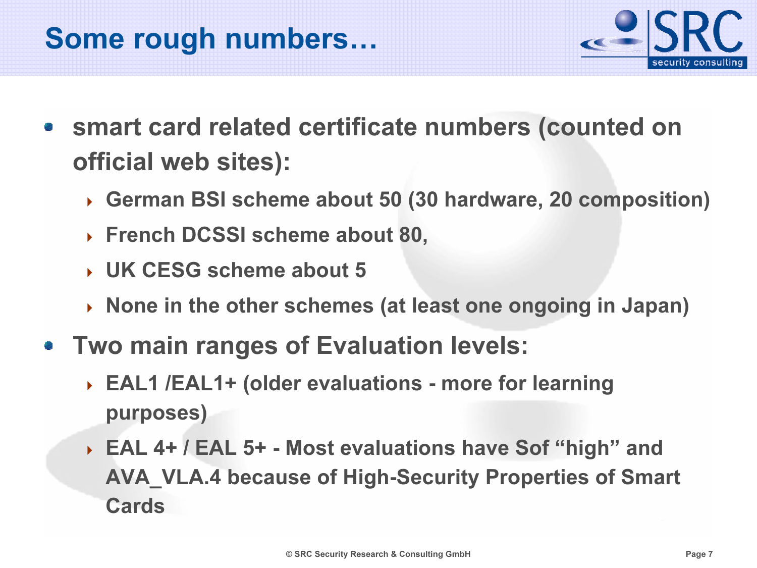# Some rough numbers…

- **smart card related certificate numbers (counted on official web sites):**
  - **German BSI scheme about 50 (30 hardware, 20 composition)**
  - **French DCSSI scheme about 80,**
  - **UK CESG scheme about 5**
  - **None in the other schemes (at least one ongoing in Japan)**
- **Two main ranges of Evaluation levels:**
  - **EAL1 /EAL1+ (older evaluations - more for learning purposes)**
  - **EAL 4+ / EAL 5+ - Most evaluations have Sof "high" and AVA_VLA.4 because of High-Security Properties of Smart Cards**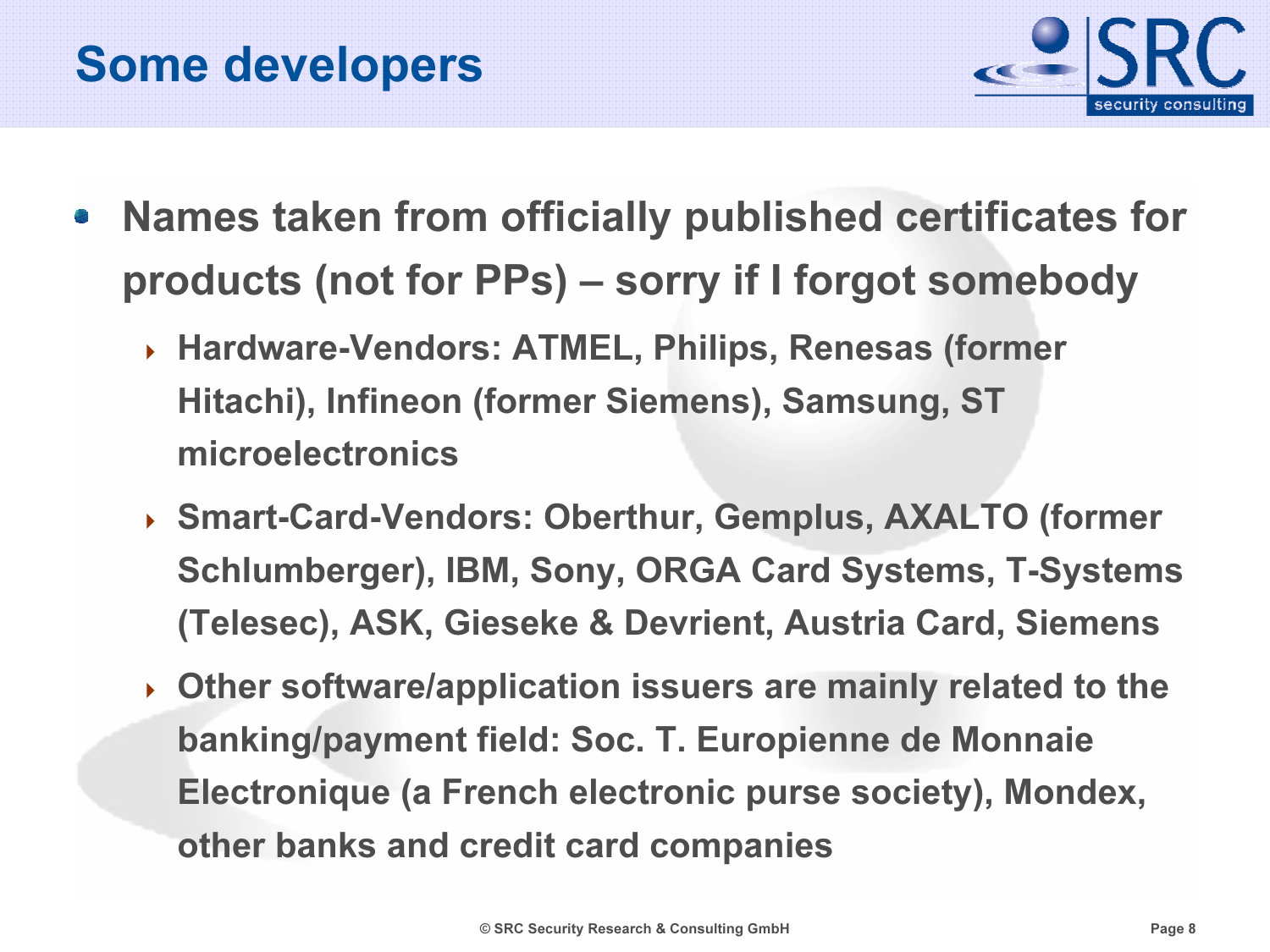# Some developers

- **Names taken from officially published certificates for products (not for PPs) – sorry if I forgot somebody**
  - **Hardware-Vendors: ATMEL, Philips, Renesas (former Hitachi), Infineon (former Siemens), Samsung, ST microelectronics**
  - **Smart-Card-Vendors: Oberthur, Gemplus, AXALTO (former Schlumberger), IBM, Sony, ORGA Card Systems, T-Systems (Telesec), ASK, Gieseke & Devrient, Austria Card, Siemens**
  - **Other software/application issuers are mainly related to the banking/payment field: Soc. T. Europienne de Monnaie Electronique (a French electronic purse society), Mondex, other banks and credit card companies**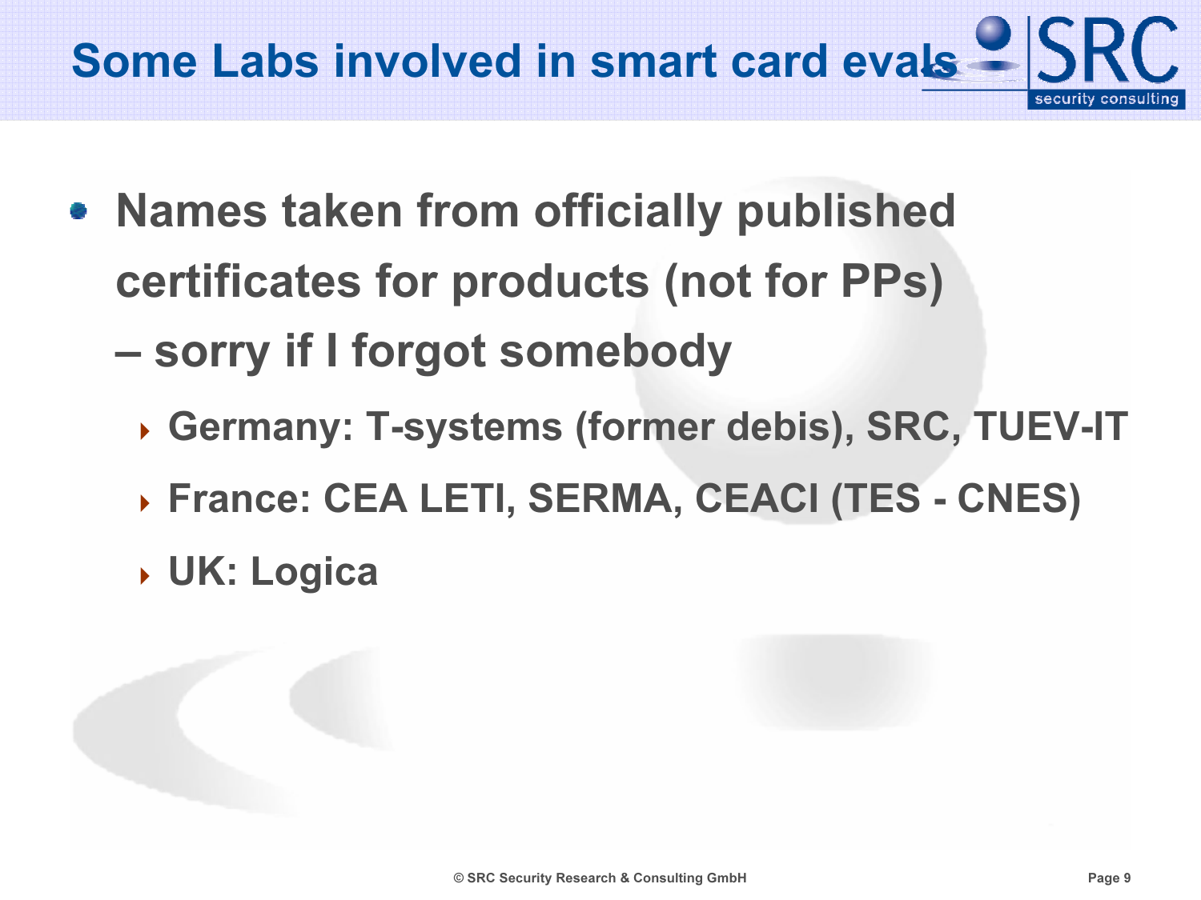# Some Labs involved in smart card evals

- Names taken from officially published certificates for products (not for PPs) – sorry if I forgot somebody
  - Germany: T-systems (former debis), SRC, TUEV-IT
  - France: CEA LETI, SERMA, CEACI (TES - CNES)
  - UK: Logica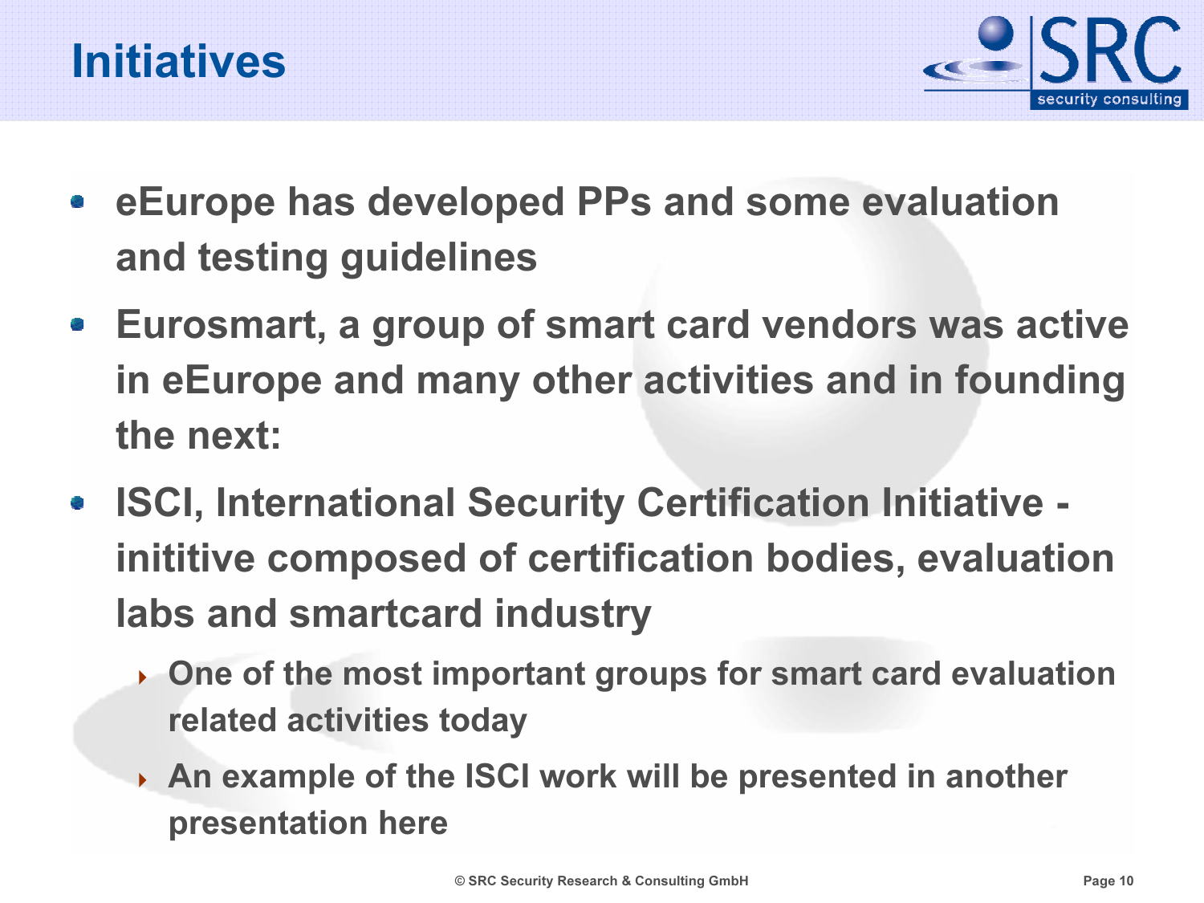# Initiatives

- eEurope has developed PPs and some evaluation and testing guidelines
- Eurosmart, a group of smart card vendors was active in eEurope and many other activities and in founding the next:
- ISCI, International Security Certification Initiative - inititive composed of certification bodies, evaluation labs and smartcard industry
  - One of the most important groups for smart card evaluation related activities today
  - An example of the ISCI work will be presented in another presentation here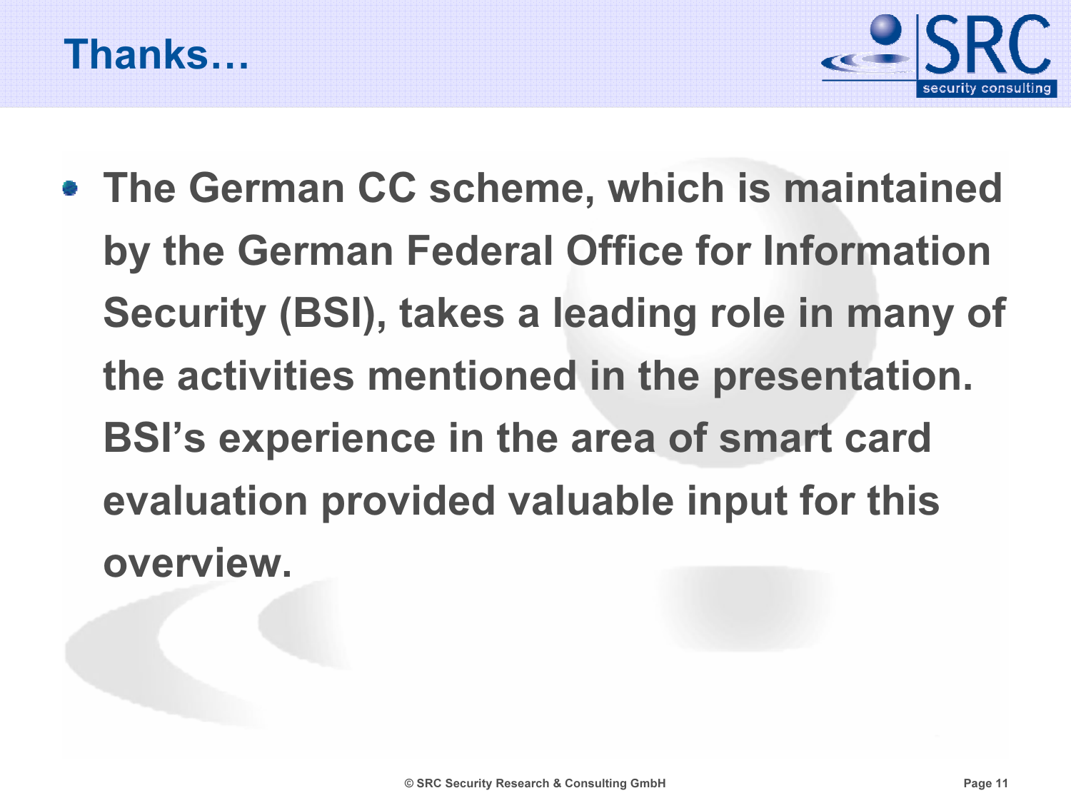# Thanks…

- The German CC scheme, which is maintained by the German Federal Office for Information Security (BSI), takes a leading role in many of the activities mentioned in the presentation. BSI's experience in the area of smart card evaluation provided valuable input for this overview.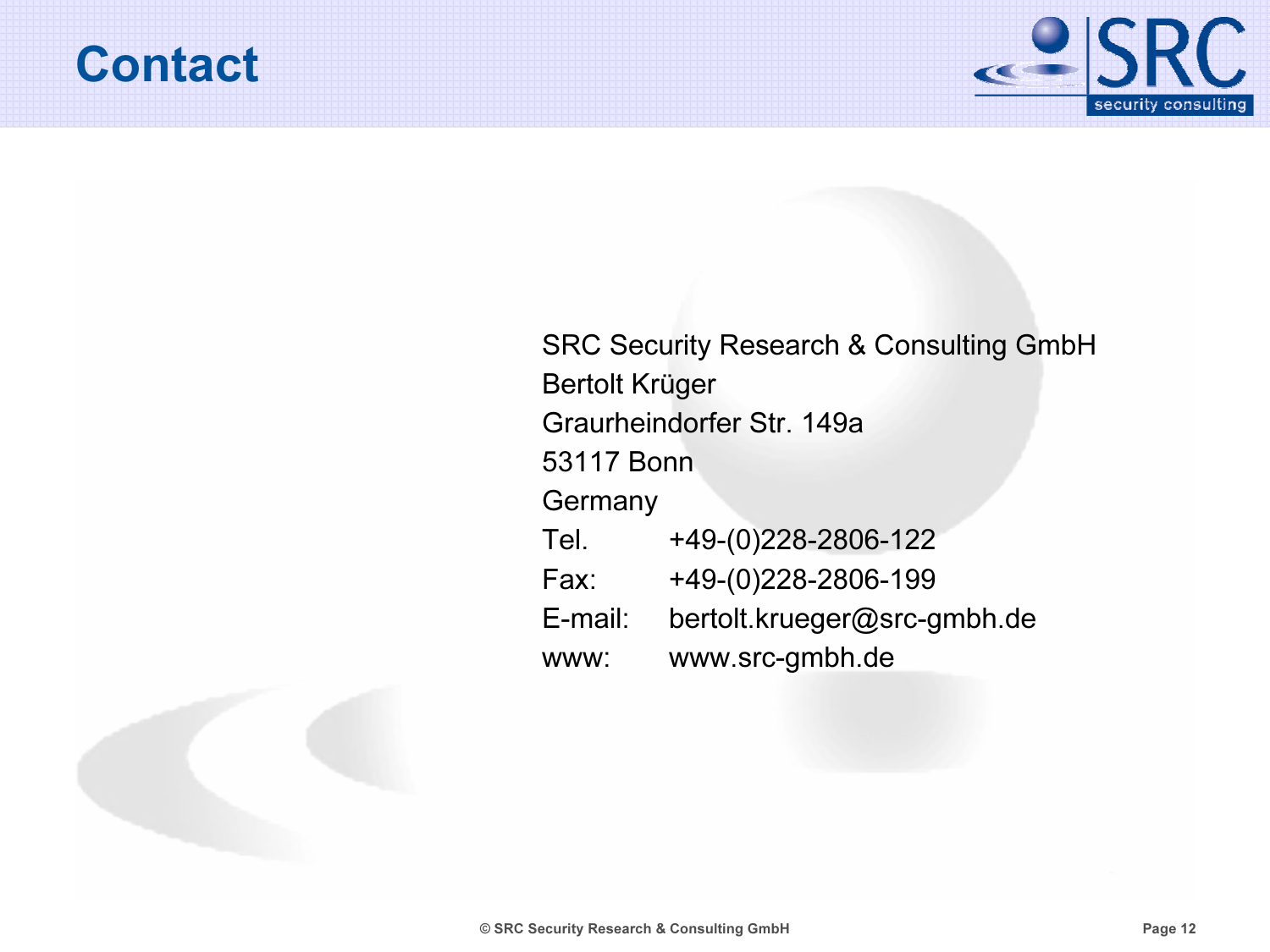# Contact

SRC Security Research & Consulting GmbH
Bertolt Krüger
Graurheindorfer Str. 149a
53117 Bonn
Germany

| | |
|---|---|
| Tel. | +49-(0)228-2806-122 |
| Fax: | +49-(0)228-2806-199 |
| E-mail: | bertolt.krueger@src-gmbh.de |
| www: | www.src-gmbh.de |